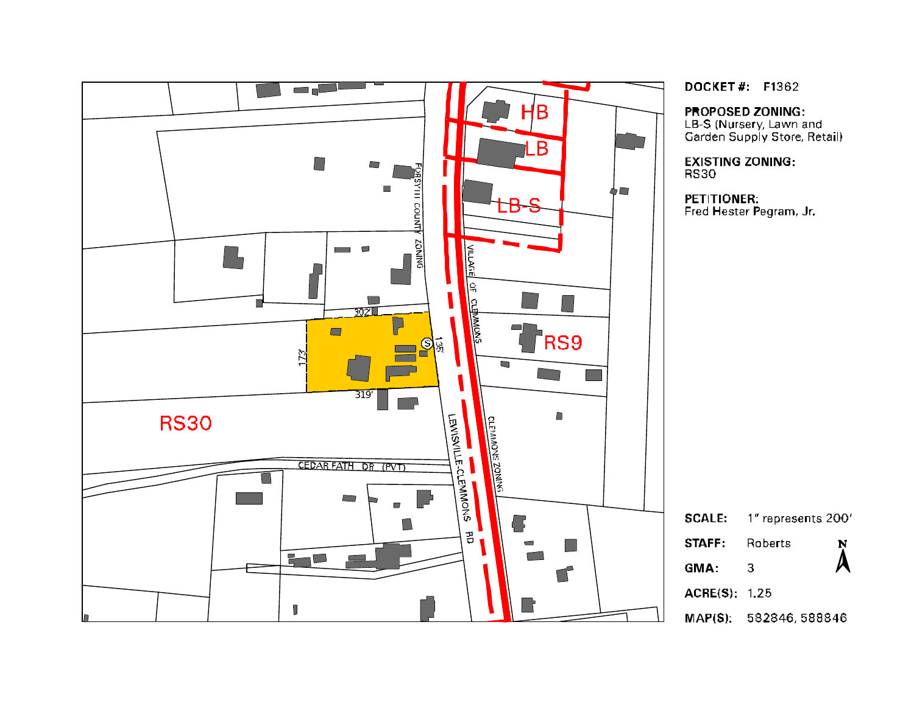**DOCKET #:** F1362

**PROPOSED ZONING:**
LB-S (Nursery, Lawn and Garden Supply Store, Retail)

**EXISTING ZONING:**
RS30

**PETITIONER:**
Fred Hester Pegram, Jr.

HB

LB

LB-S

RS9

RS30

FORSYTH COUNTY ZONING

VILLAGE OF CLEMMONS

CLEMMONS ZONING

LEWISVILLE-CLEMMONS RD

CEDAR PATH DR (PVT)

302'

138'

173'

319'

| | |
|---|---|
| **SCALE:** | 1" represents 200' |
| **STAFF:** | Roberts |
| **GMA:** | 3 |
| **ACRE(S):** | 1.25 |
| **MAP(S):** | 582846, 588846 |

N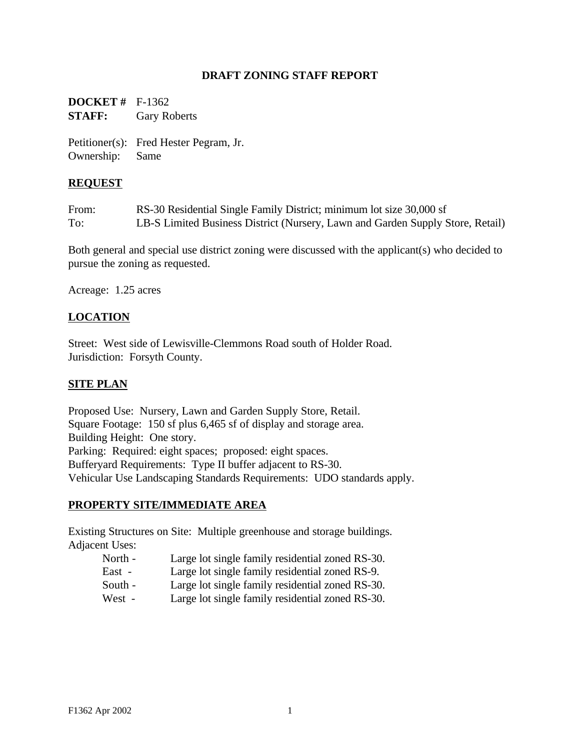# DRAFT ZONING STAFF REPORT

**DOCKET #** F-1362
**STAFF:** Gary Roberts

Petitioner(s): Fred Hester Pegram, Jr.
Ownership: Same

## REQUEST

From: RS-30 Residential Single Family District; minimum lot size 30,000 sf
To: LB-S Limited Business District (Nursery, Lawn and Garden Supply Store, Retail)

Both general and special use district zoning were discussed with the applicant(s) who decided to pursue the zoning as requested.

Acreage: 1.25 acres

## LOCATION

Street: West side of Lewisville-Clemmons Road south of Holder Road.
Jurisdiction: Forsyth County.

## SITE PLAN

Proposed Use: Nursery, Lawn and Garden Supply Store, Retail.
Square Footage: 150 sf plus 6,465 sf of display and storage area.
Building Height: One story.
Parking: Required: eight spaces; proposed: eight spaces.
Bufferyard Requirements: Type II buffer adjacent to RS-30.
Vehicular Use Landscaping Standards Requirements: UDO standards apply.

## PROPERTY SITE/IMMEDIATE AREA

Existing Structures on Site: Multiple greenhouse and storage buildings.
Adjacent Uses:

- North - Large lot single family residential zoned RS-30.
- East - Large lot single family residential zoned RS-9.
- South - Large lot single family residential zoned RS-30.
- West - Large lot single family residential zoned RS-30.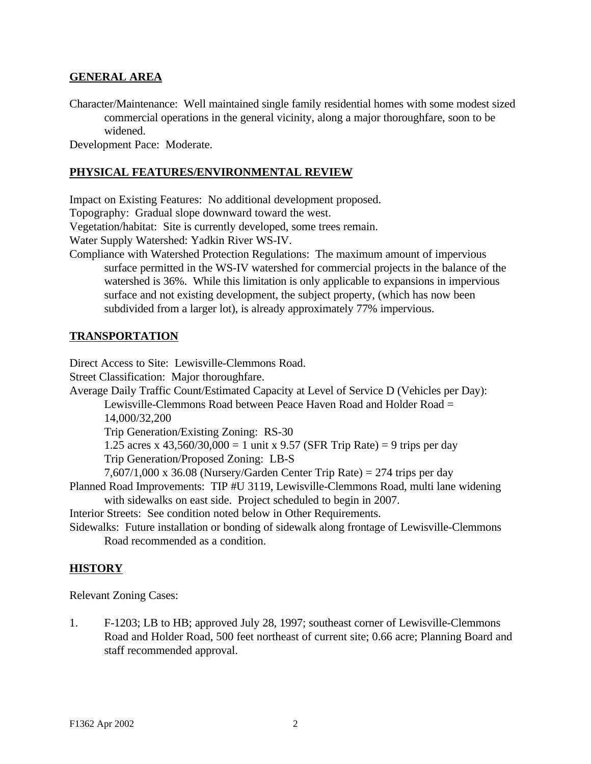## GENERAL AREA

Character/Maintenance: Well maintained single family residential homes with some modest sized commercial operations in the general vicinity, along a major thoroughfare, soon to be widened.

Development Pace: Moderate.

## PHYSICAL FEATURES/ENVIRONMENTAL REVIEW

Impact on Existing Features: No additional development proposed.

Topography: Gradual slope downward toward the west.

Vegetation/habitat: Site is currently developed, some trees remain.

Water Supply Watershed: Yadkin River WS-IV.

Compliance with Watershed Protection Regulations: The maximum amount of impervious surface permitted in the WS-IV watershed for commercial projects in the balance of the watershed is 36%. While this limitation is only applicable to expansions in impervious surface and not existing development, the subject property, (which has now been subdivided from a larger lot), is already approximately 77% impervious.

## TRANSPORTATION

Direct Access to Site: Lewisville-Clemmons Road.

Street Classification: Major thoroughfare.

Average Daily Traffic Count/Estimated Capacity at Level of Service D (Vehicles per Day):
Lewisville-Clemmons Road between Peace Haven Road and Holder Road = 14,000/32,200
Trip Generation/Existing Zoning: RS-30
1.25 acres x 43,560/30,000 = 1 unit x 9.57 (SFR Trip Rate) = 9 trips per day
Trip Generation/Proposed Zoning: LB-S
7,607/1,000 x 36.08 (Nursery/Garden Center Trip Rate) = 274 trips per day

Planned Road Improvements: TIP #U 3119, Lewisville-Clemmons Road, multi lane widening with sidewalks on east side. Project scheduled to begin in 2007.

Interior Streets: See condition noted below in Other Requirements.

Sidewalks: Future installation or bonding of sidewalk along frontage of Lewisville-Clemmons Road recommended as a condition.

## HISTORY

Relevant Zoning Cases:

1. F-1203; LB to HB; approved July 28, 1997; southeast corner of Lewisville-Clemmons Road and Holder Road, 500 feet northeast of current site; 0.66 acre; Planning Board and staff recommended approval.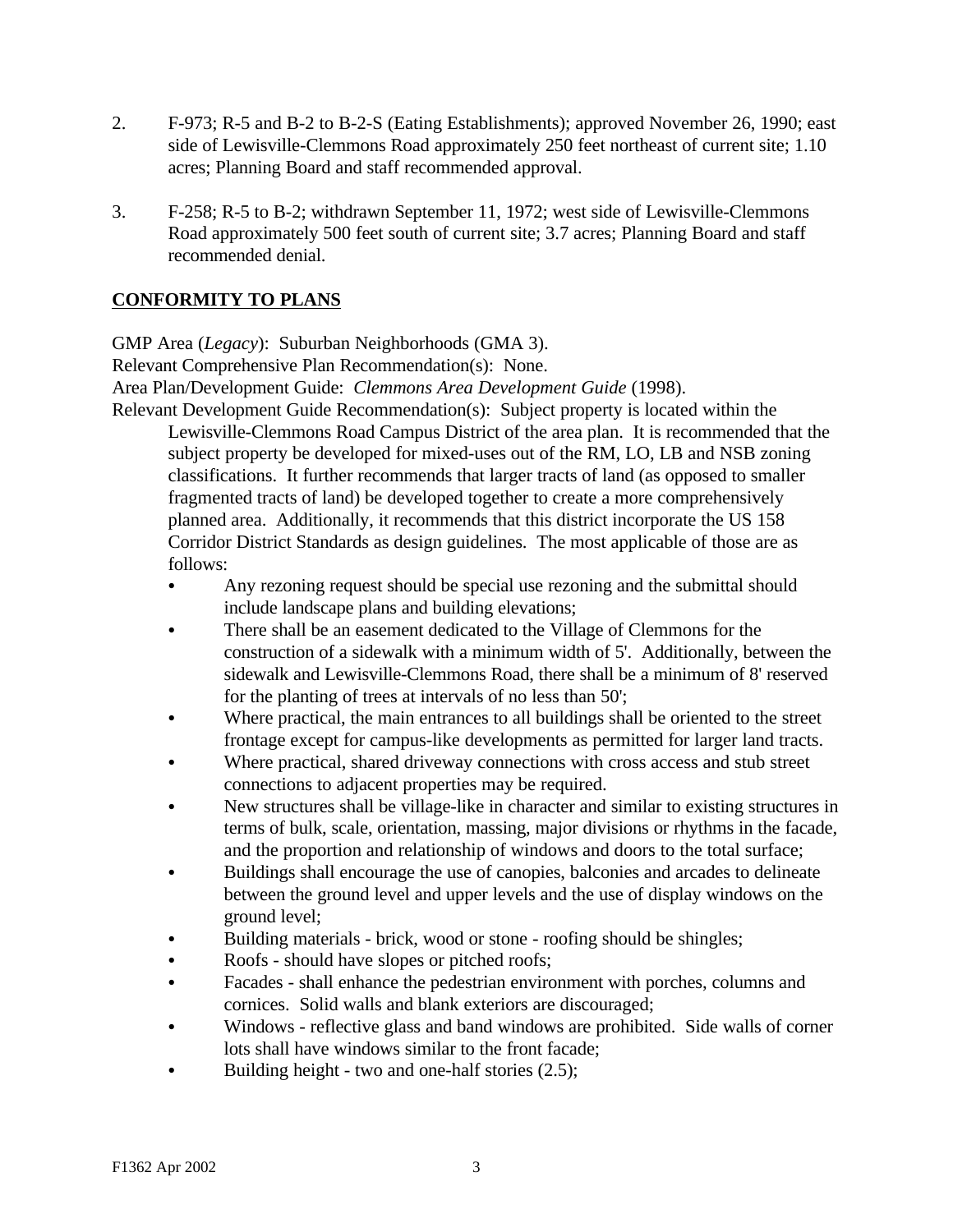2. F-973; R-5 and B-2 to B-2-S (Eating Establishments); approved November 26, 1990; east side of Lewisville-Clemmons Road approximately 250 feet northeast of current site; 1.10 acres; Planning Board and staff recommended approval.

3. F-258; R-5 to B-2; withdrawn September 11, 1972; west side of Lewisville-Clemmons Road approximately 500 feet south of current site; 3.7 acres; Planning Board and staff recommended denial.

## CONFORMITY TO PLANS

GMP Area (*Legacy*): Suburban Neighborhoods (GMA 3).
Relevant Comprehensive Plan Recommendation(s): None.
Area Plan/Development Guide: *Clemmons Area Development Guide* (1998).
Relevant Development Guide Recommendation(s): Subject property is located within the Lewisville-Clemmons Road Campus District of the area plan. It is recommended that the subject property be developed for mixed-uses out of the RM, LO, LB and NSB zoning classifications. It further recommends that larger tracts of land (as opposed to smaller fragmented tracts of land) be developed together to create a more comprehensively planned area. Additionally, it recommends that this district incorporate the US 158 Corridor District Standards as design guidelines. The most applicable of those are as follows:

- Any rezoning request should be special use rezoning and the submittal should include landscape plans and building elevations;
- There shall be an easement dedicated to the Village of Clemmons for the construction of a sidewalk with a minimum width of 5'. Additionally, between the sidewalk and Lewisville-Clemmons Road, there shall be a minimum of 8' reserved for the planting of trees at intervals of no less than 50';
- Where practical, the main entrances to all buildings shall be oriented to the street frontage except for campus-like developments as permitted for larger land tracts.
- Where practical, shared driveway connections with cross access and stub street connections to adjacent properties may be required.
- New structures shall be village-like in character and similar to existing structures in terms of bulk, scale, orientation, massing, major divisions or rhythms in the facade, and the proportion and relationship of windows and doors to the total surface;
- Buildings shall encourage the use of canopies, balconies and arcades to delineate between the ground level and upper levels and the use of display windows on the ground level;
- Building materials - brick, wood or stone - roofing should be shingles;
- Roofs - should have slopes or pitched roofs;
- Facades - shall enhance the pedestrian environment with porches, columns and cornices. Solid walls and blank exteriors are discouraged;
- Windows - reflective glass and band windows are prohibited. Side walls of corner lots shall have windows similar to the front facade;
- Building height - two and one-half stories (2.5);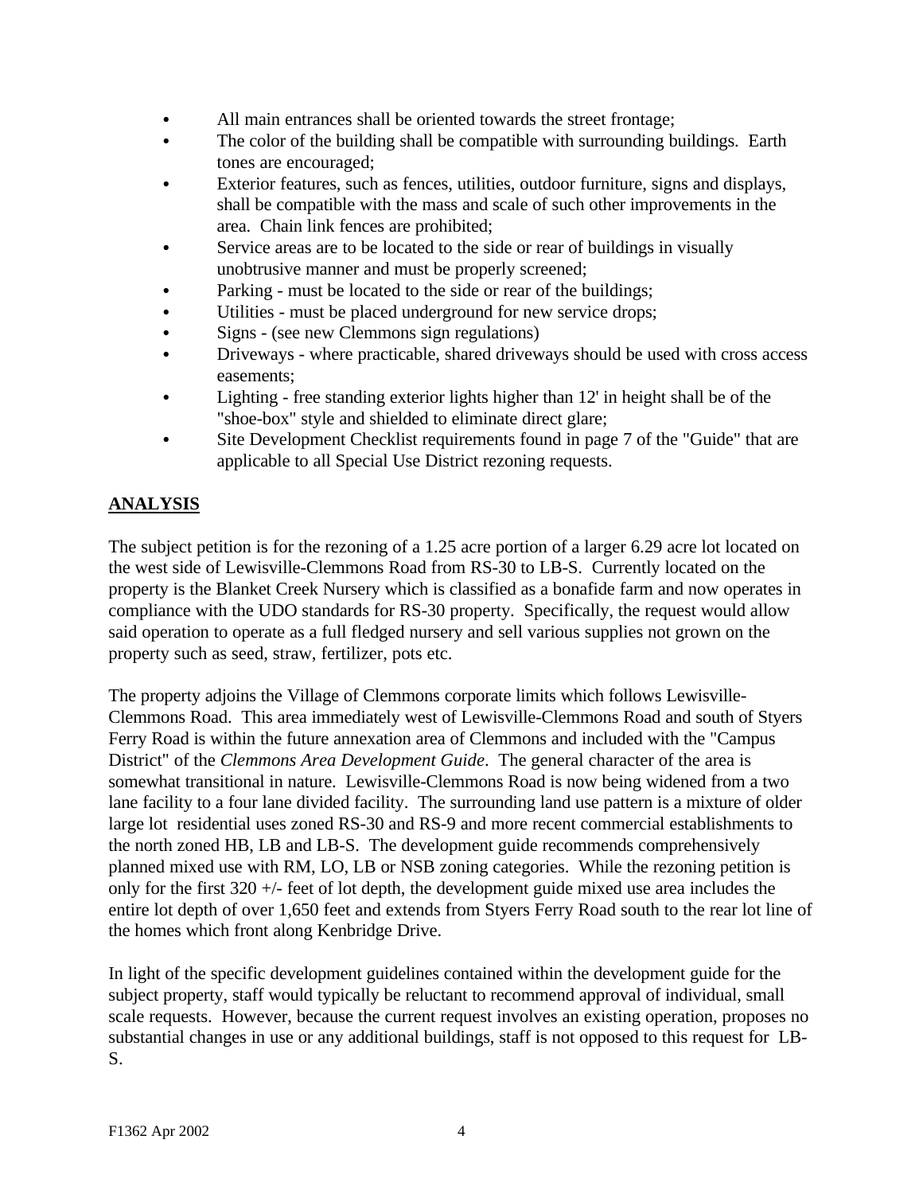- All main entrances shall be oriented towards the street frontage;
- The color of the building shall be compatible with surrounding buildings. Earth tones are encouraged;
- Exterior features, such as fences, utilities, outdoor furniture, signs and displays, shall be compatible with the mass and scale of such other improvements in the area. Chain link fences are prohibited;
- Service areas are to be located to the side or rear of buildings in visually unobtrusive manner and must be properly screened;
- Parking - must be located to the side or rear of the buildings;
- Utilities - must be placed underground for new service drops;
- Signs - (see new Clemmons sign regulations)
- Driveways - where practicable, shared driveways should be used with cross access easements;
- Lighting - free standing exterior lights higher than 12' in height shall be of the "shoe-box" style and shielded to eliminate direct glare;
- Site Development Checklist requirements found in page 7 of the "Guide" that are applicable to all Special Use District rezoning requests.

## ANALYSIS

The subject petition is for the rezoning of a 1.25 acre portion of a larger 6.29 acre lot located on the west side of Lewisville-Clemmons Road from RS-30 to LB-S. Currently located on the property is the Blanket Creek Nursery which is classified as a bonafide farm and now operates in compliance with the UDO standards for RS-30 property. Specifically, the request would allow said operation to operate as a full fledged nursery and sell various supplies not grown on the property such as seed, straw, fertilizer, pots etc.

The property adjoins the Village of Clemmons corporate limits which follows Lewisville-Clemmons Road. This area immediately west of Lewisville-Clemmons Road and south of Styers Ferry Road is within the future annexation area of Clemmons and included with the "Campus District" of the *Clemmons Area Development Guide*. The general character of the area is somewhat transitional in nature. Lewisville-Clemmons Road is now being widened from a two lane facility to a four lane divided facility. The surrounding land use pattern is a mixture of older large lot residential uses zoned RS-30 and RS-9 and more recent commercial establishments to the north zoned HB, LB and LB-S. The development guide recommends comprehensively planned mixed use with RM, LO, LB or NSB zoning categories. While the rezoning petition is only for the first 320 +/- feet of lot depth, the development guide mixed use area includes the entire lot depth of over 1,650 feet and extends from Styers Ferry Road south to the rear lot line of the homes which front along Kenbridge Drive.

In light of the specific development guidelines contained within the development guide for the subject property, staff would typically be reluctant to recommend approval of individual, small scale requests. However, because the current request involves an existing operation, proposes no substantial changes in use or any additional buildings, staff is not opposed to this request for LB-S.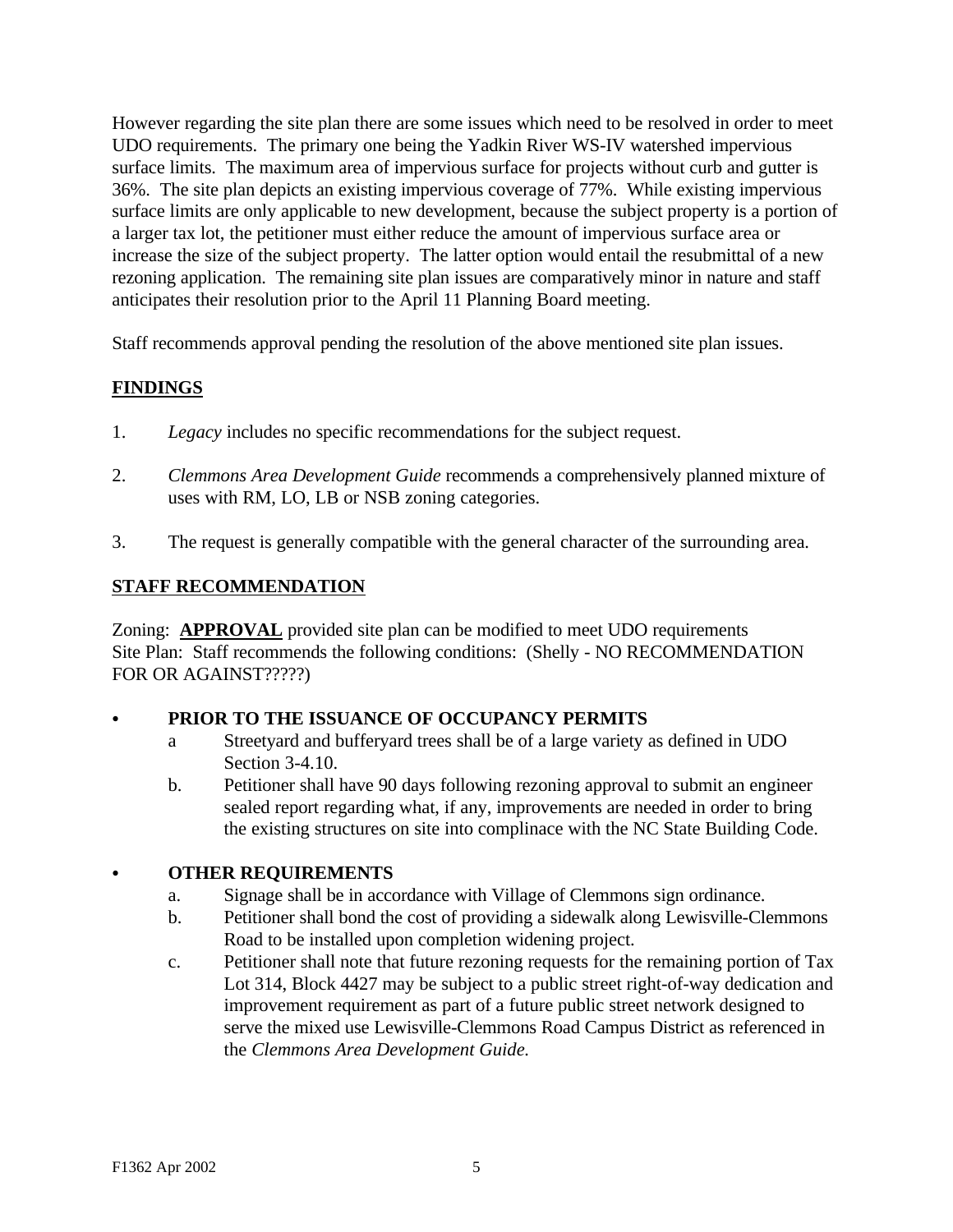However regarding the site plan there are some issues which need to be resolved in order to meet UDO requirements. The primary one being the Yadkin River WS-IV watershed impervious surface limits. The maximum area of impervious surface for projects without curb and gutter is 36%. The site plan depicts an existing impervious coverage of 77%. While existing impervious surface limits are only applicable to new development, because the subject property is a portion of a larger tax lot, the petitioner must either reduce the amount of impervious surface area or increase the size of the subject property. The latter option would entail the resubmittal of a new rezoning application. The remaining site plan issues are comparatively minor in nature and staff anticipates their resolution prior to the April 11 Planning Board meeting.

Staff recommends approval pending the resolution of the above mentioned site plan issues.

## FINDINGS

1. *Legacy* includes no specific recommendations for the subject request.
2. *Clemmons Area Development Guide* recommends a comprehensively planned mixture of uses with RM, LO, LB or NSB zoning categories.
3. The request is generally compatible with the general character of the surrounding area.

## STAFF RECOMMENDATION

Zoning: **APPROVAL** provided site plan can be modified to meet UDO requirements
Site Plan: Staff recommends the following conditions: (Shelly - NO RECOMMENDATION FOR OR AGAINST?????)

- **PRIOR TO THE ISSUANCE OF OCCUPANCY PERMITS**
  - a Streetyard and bufferyard trees shall be of a large variety as defined in UDO Section 3-4.10.
  - b. Petitioner shall have 90 days following rezoning approval to submit an engineer sealed report regarding what, if any, improvements are needed in order to bring the existing structures on site into complinace with the NC State Building Code.

- **OTHER REQUIREMENTS**
  - a. Signage shall be in accordance with Village of Clemmons sign ordinance.
  - b. Petitioner shall bond the cost of providing a sidewalk along Lewisville-Clemmons Road to be installed upon completion widening project.
  - c. Petitioner shall note that future rezoning requests for the remaining portion of Tax Lot 314, Block 4427 may be subject to a public street right-of-way dedication and improvement requirement as part of a future public street network designed to serve the mixed use Lewisville-Clemmons Road Campus District as referenced in the *Clemmons Area Development Guide.*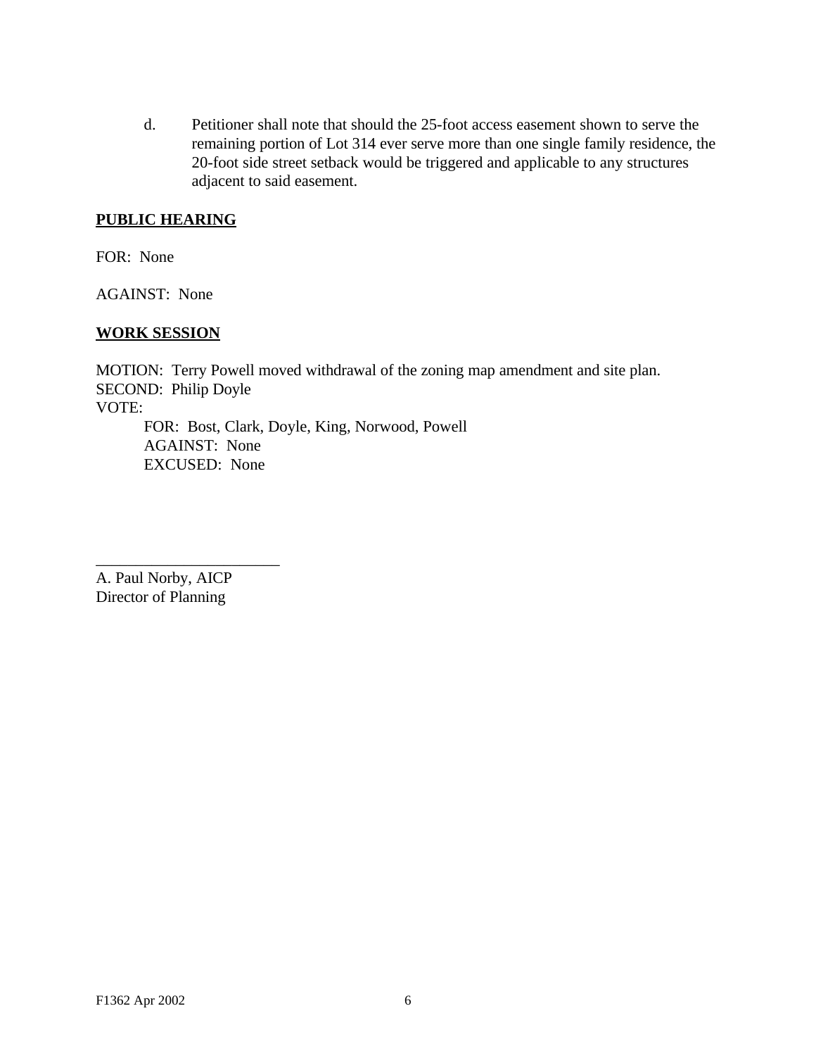d. Petitioner shall note that should the 25-foot access easement shown to serve the remaining portion of Lot 314 ever serve more than one single family residence, the 20-foot side street setback would be triggered and applicable to any structures adjacent to said easement.

**PUBLIC HEARING**

FOR: None

AGAINST: None

**WORK SESSION**

MOTION: Terry Powell moved withdrawal of the zoning map amendment and site plan.
SECOND: Philip Doyle
VOTE:
FOR: Bost, Clark, Doyle, King, Norwood, Powell
AGAINST: None
EXCUSED: None

_______________________
A. Paul Norby, AICP
Director of Planning

F1362 Apr 2002